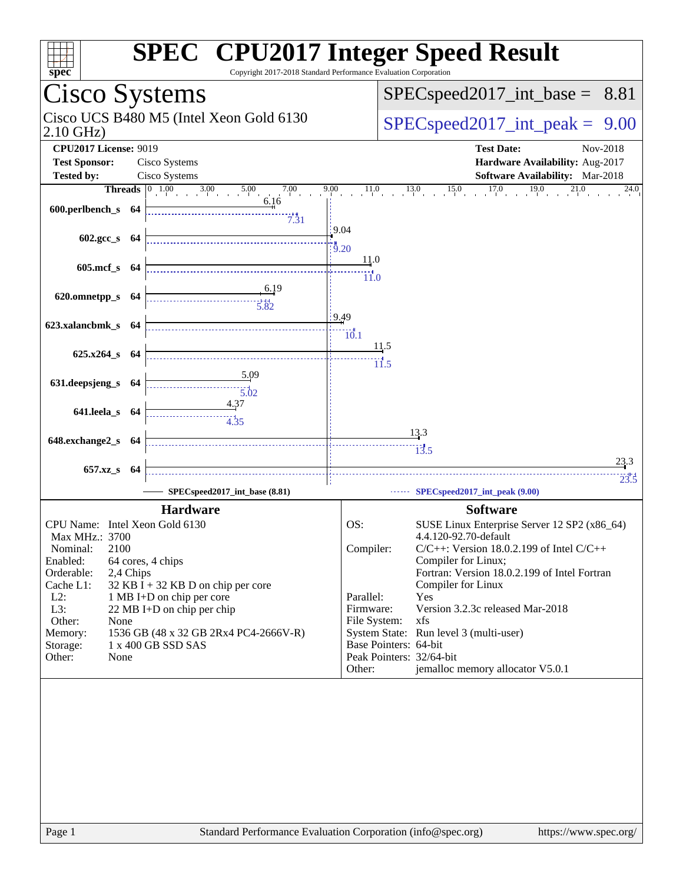# SPEC CPU2017 Integer Speed Result

Copyright 2017-2018 Standard Performance Evaluation Corporation

## Cisco Systems

Cisco UCS B480 M5 (Intel Xeon Gold 6130 2.10 GHz)

SPECspeed2017_int_base = 8.81

SPECspeed2017_int_peak = 9.00

**CPU2017 License:** 9019
**Test Sponsor:** Cisco Systems
**Tested by:** Cisco Systems

**Test Date:** Nov-2018
**Hardware Availability:** Aug-2017
**Software Availability:** Mar-2018

| Benchmark | Threads | Base | Peak |
|---|---|---|---|
| 600.perlbench_s | 64 | 6.16 | 7.31 |
| 602.gcc_s | 64 | 9.04 | 9.20 |
| 605.mcf_s | 64 | 11.0 | 11.0 |
| 620.omnetpp_s | 64 | 6.19 | 5.82 |
| 623.xalancbmk_s | 64 | 9.49 | 10.1 |
| 625.x264_s | 64 | 11.5 | 11.5 |
| 631.deepsjeng_s | 64 | 5.09 | 5.02 |
| 641.leela_s | 64 | 4.37 | 4.35 |
| 648.exchange2_s | 64 | 13.3 | 13.5 |
| 657.xz_s | 64 | 23.3 | 23.5 |

SPECspeed2017_int_base (8.81) — SPECspeed2017_int_peak (9.00)

### Hardware

| | |
|---|---|
| CPU Name: | Intel Xeon Gold 6130 |
| Max MHz.: | 3700 |
| Nominal: | 2100 |
| Enabled: | 64 cores, 4 chips |
| Orderable: | 2,4 Chips |
| Cache L1: | 32 KB I + 32 KB D on chip per core |
| L2: | 1 MB I+D on chip per core |
| L3: | 22 MB I+D on chip per chip |
| Other: | None |
| Memory: | 1536 GB (48 x 32 GB 2Rx4 PC4-2666V-R) |
| Storage: | 1 x 400 GB SSD SAS |
| Other: | None |

### Software

| | |
|---|---|
| OS: | SUSE Linux Enterprise Server 12 SP2 (x86_64) 4.4.120-92.70-default |
| Compiler: | C/C++: Version 18.0.2.199 of Intel C/C++ Compiler for Linux; Fortran: Version 18.0.2.199 of Intel Fortran Compiler for Linux |
| Parallel: | Yes |
| Firmware: | Version 3.2.3c released Mar-2018 |
| File System: | xfs |
| System State: | Run level 3 (multi-user) |
| Base Pointers: | 64-bit |
| Peak Pointers: | 32/64-bit |
| Other: | jemalloc memory allocator V5.0.1 |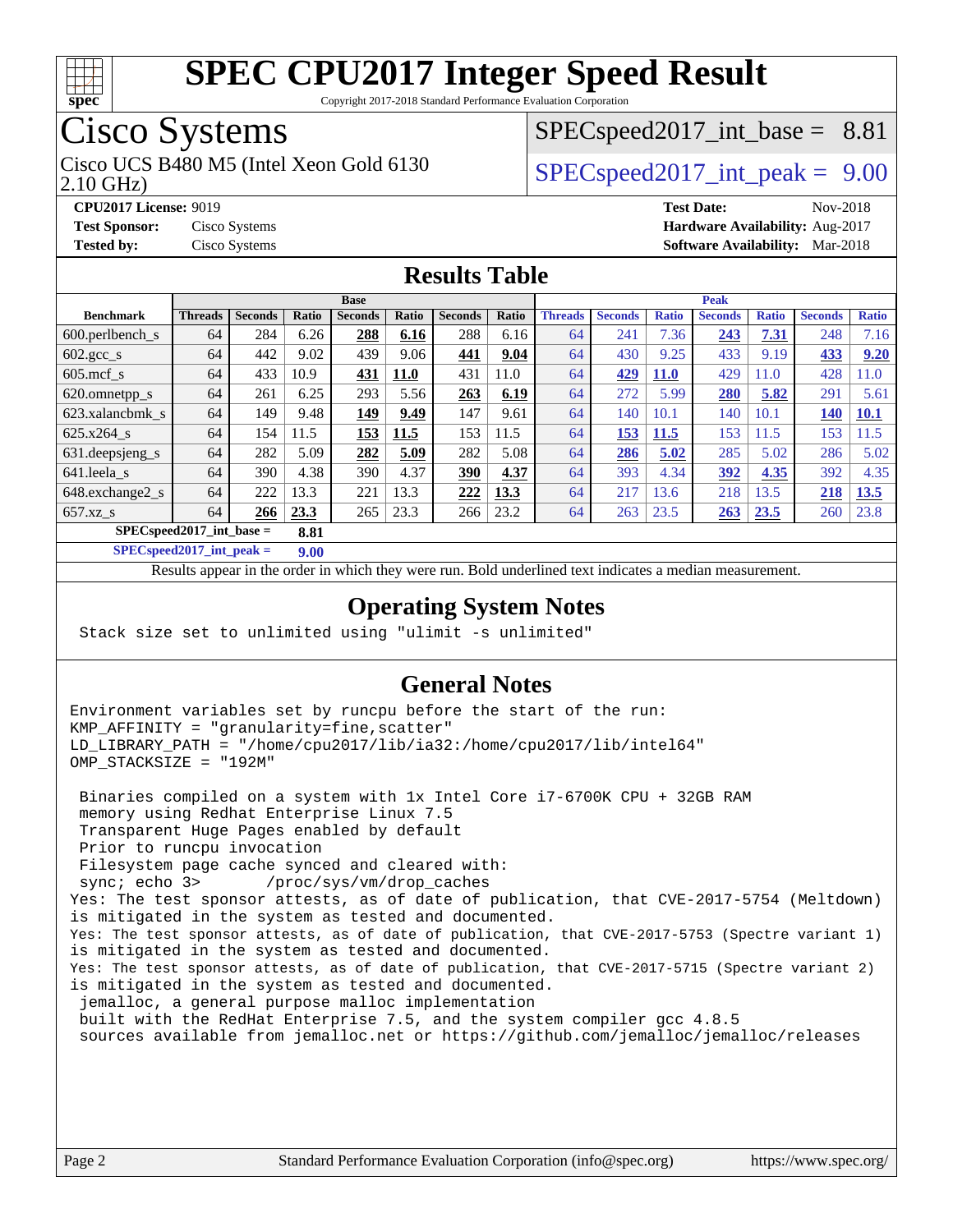# SPEC CPU2017 Integer Speed Result

Copyright 2017-2018 Standard Performance Evaluation Corporation

## Cisco Systems

Cisco UCS B480 M5 (Intel Xeon Gold 6130 2.10 GHz)

SPECspeed2017_int_base = 8.81

SPECspeed2017_int_peak = 9.00

**CPU2017 License:** 9019
**Test Sponsor:** Cisco Systems
**Tested by:** Cisco Systems

**Test Date:** Nov-2018
**Hardware Availability:** Aug-2017
**Software Availability:** Mar-2018

## Results Table

| Benchmark | Base | | | | | | | Peak | | | | | | |
|---|---|---|---|---|---|---|---|---|---|---|---|---|---|---|
| | Threads | Seconds | Ratio | Seconds | Ratio | Seconds | Ratio | Threads | Seconds | Ratio | Seconds | Ratio | Seconds | Ratio |
| 600.perlbench_s | 64 | 284 | 6.26 | **288** | **6.16** | 288 | 6.16 | 64 | 241 | 7.36 | **243** | **7.31** | 248 | 7.16 |
| 602.gcc_s | 64 | 442 | 9.02 | 439 | 9.06 | **441** | **9.04** | 64 | 430 | 9.25 | 433 | 9.19 | **433** | **9.20** |
| 605.mcf_s | 64 | 433 | 10.9 | **431** | **11.0** | 431 | 11.0 | 64 | **429** | **11.0** | 429 | 11.0 | 428 | 11.0 |
| 620.omnetpp_s | 64 | 261 | 6.25 | 293 | 5.56 | **263** | **6.19** | 64 | 272 | 5.99 | **280** | **5.82** | 291 | 5.61 |
| 623.xalancbmk_s | 64 | 149 | 9.48 | **149** | **9.49** | 147 | 9.61 | 64 | 140 | 10.1 | 140 | 10.1 | **140** | **10.1** |
| 625.x264_s | 64 | 154 | 11.5 | **153** | **11.5** | 153 | 11.5 | 64 | **153** | **11.5** | 153 | 11.5 | 153 | 11.5 |
| 631.deepsjeng_s | 64 | 282 | 5.09 | **282** | **5.09** | 282 | 5.08 | 64 | **286** | **5.02** | 285 | 5.02 | 286 | 5.02 |
| 641.leela_s | 64 | 390 | 4.38 | 390 | 4.37 | **390** | **4.37** | 64 | 393 | 4.34 | **392** | **4.35** | 392 | 4.35 |
| 648.exchange2_s | 64 | 222 | 13.3 | 221 | 13.3 | **222** | **13.3** | 64 | 217 | 13.6 | 218 | 13.5 | **218** | **13.5** |
| 657.xz_s | 64 | **266** | **23.3** | 265 | 23.3 | 266 | 23.2 | 64 | 263 | 23.5 | **263** | **23.5** | 260 | 23.8 |

SPECspeed2017_int_base = **8.81**

SPECspeed2017_int_peak = **9.00**

Results appear in the order in which they were run. Bold underlined text indicates a median measurement.

## Operating System Notes

```
Stack size set to unlimited using "ulimit -s unlimited"
```

## General Notes

```
Environment variables set by runcpu before the start of the run:
KMP_AFFINITY = "granularity=fine,scatter"
LD_LIBRARY_PATH = "/home/cpu2017/lib/ia32:/home/cpu2017/lib/intel64"
OMP_STACKSIZE = "192M"

 Binaries compiled on a system with 1x Intel Core i7-6700K CPU + 32GB RAM
 memory using Redhat Enterprise Linux 7.5
 Transparent Huge Pages enabled by default
 Prior to runcpu invocation
 Filesystem page cache synced and cleared with:
 sync; echo 3>       /proc/sys/vm/drop_caches
Yes: The test sponsor attests, as of date of publication, that CVE-2017-5754 (Meltdown)
is mitigated in the system as tested and documented.
Yes: The test sponsor attests, as of date of publication, that CVE-2017-5753 (Spectre variant 1)
is mitigated in the system as tested and documented.
Yes: The test sponsor attests, as of date of publication, that CVE-2017-5715 (Spectre variant 2)
is mitigated in the system as tested and documented.
 jemalloc, a general purpose malloc implementation
 built with the RedHat Enterprise 7.5, and the system compiler gcc 4.8.5
 sources available from jemalloc.net or https://github.com/jemalloc/jemalloc/releases
```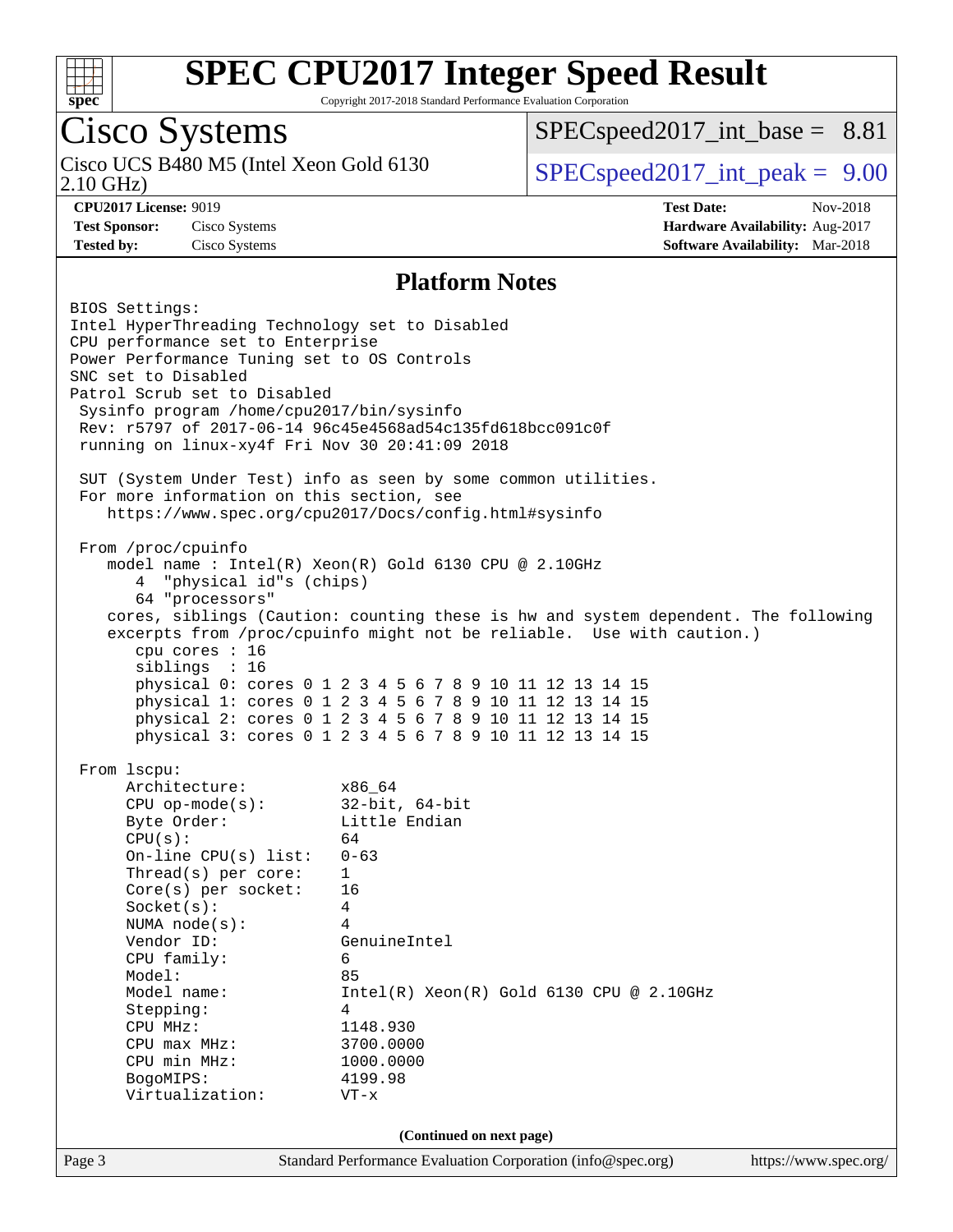## Platform Notes

```
BIOS Settings:
Intel HyperThreading Technology set to Disabled
CPU performance set to Enterprise
Power Performance Tuning set to OS Controls
SNC set to Disabled
Patrol Scrub set to Disabled
 Sysinfo program /home/cpu2017/bin/sysinfo
 Rev: r5797 of 2017-06-14 96c45e4568ad54c135fd618bcc091c0f
 running on linux-xy4f Fri Nov 30 20:41:09 2018

 SUT (System Under Test) info as seen by some common utilities.
 For more information on this section, see
    https://www.spec.org/cpu2017/Docs/config.html#sysinfo

 From /proc/cpuinfo
    model name : Intel(R) Xeon(R) Gold 6130 CPU @ 2.10GHz
       4  "physical id"s (chips)
       64 "processors"
    cores, siblings (Caution: counting these is hw and system dependent. The following
    excerpts from /proc/cpuinfo might not be reliable.  Use with caution.)
       cpu cores : 16
       siblings  : 16
       physical 0: cores 0 1 2 3 4 5 6 7 8 9 10 11 12 13 14 15
       physical 1: cores 0 1 2 3 4 5 6 7 8 9 10 11 12 13 14 15
       physical 2: cores 0 1 2 3 4 5 6 7 8 9 10 11 12 13 14 15
       physical 3: cores 0 1 2 3 4 5 6 7 8 9 10 11 12 13 14 15

 From lscpu:
      Architecture:          x86_64
      CPU op-mode(s):        32-bit, 64-bit
      Byte Order:            Little Endian
      CPU(s):                64
      On-line CPU(s) list:   0-63
      Thread(s) per core:    1
      Core(s) per socket:    16
      Socket(s):             4
      NUMA node(s):          4
      Vendor ID:             GenuineIntel
      CPU family:            6
      Model:                 85
      Model name:            Intel(R) Xeon(R) Gold 6130 CPU @ 2.10GHz
      Stepping:              4
      CPU MHz:               1148.930
      CPU max MHz:           3700.0000
      CPU min MHz:           1000.0000
      BogoMIPS:              4199.98
      Virtualization:        VT-x
```

(Continued on next page)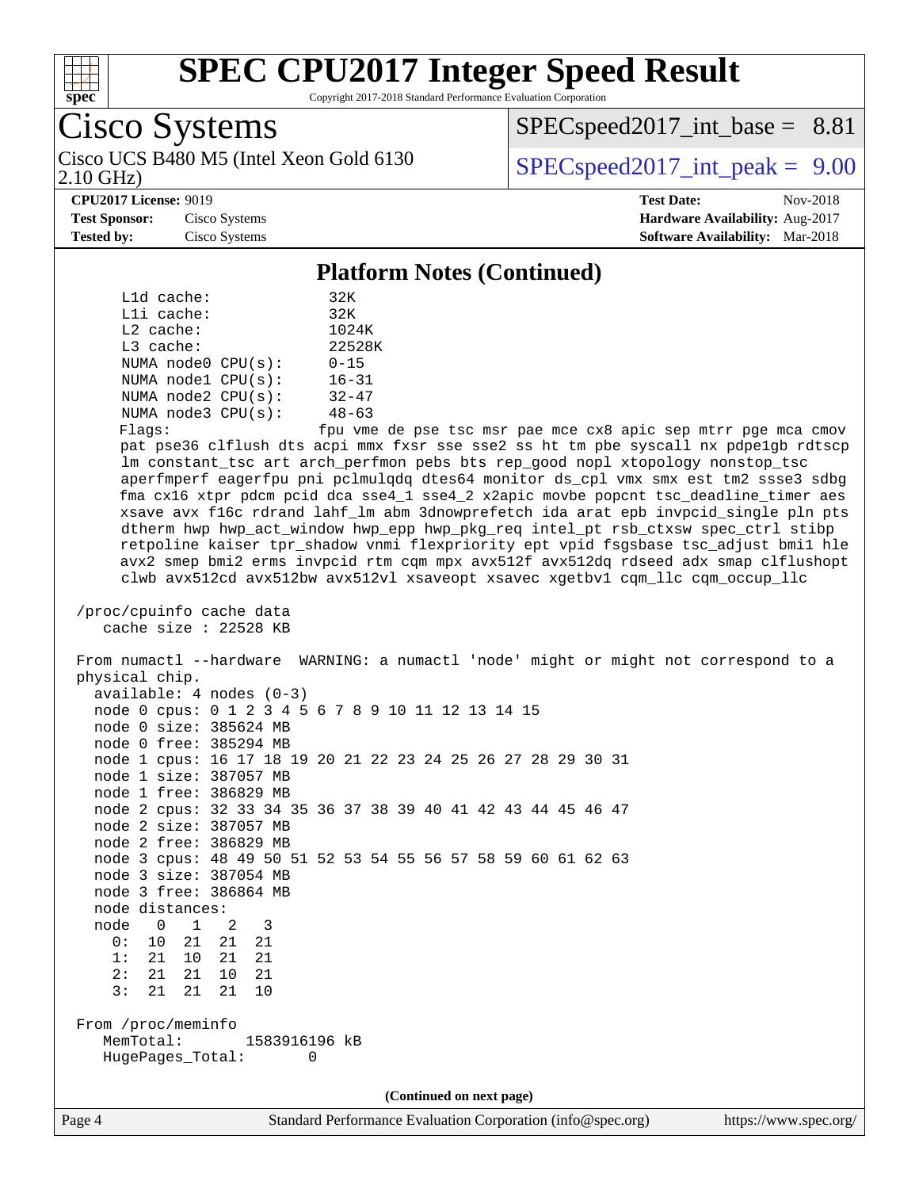# SPEC CPU2017 Integer Speed Result

Copyright 2017-2018 Standard Performance Evaluation Corporation

## Cisco Systems

Cisco UCS B480 M5 (Intel Xeon Gold 6130 2.10 GHz)

SPECspeed2017_int_base = 8.81

SPECspeed2017_int_peak = 9.00

**CPU2017 License:** 9019
**Test Sponsor:** Cisco Systems
**Tested by:** Cisco Systems

**Test Date:** Nov-2018
**Hardware Availability:** Aug-2017
**Software Availability:** Mar-2018

### Platform Notes (Continued)

```
      L1d cache:             32K
      L1i cache:             32K
      L2 cache:              1024K
      L3 cache:              22528K
      NUMA node0 CPU(s):     0-15
      NUMA node1 CPU(s):     16-31
      NUMA node2 CPU(s):     32-47
      NUMA node3 CPU(s):     48-63
      Flags:                 fpu vme de pse tsc msr pae mce cx8 apic sep mtrr pge mca cmov
      pat pse36 clflush dts acpi mmx fxsr sse sse2 ss ht tm pbe syscall nx pdpe1gb rdtscp
      lm constant_tsc art arch_perfmon pebs bts rep_good nopl xtopology nonstop_tsc
      aperfmperf eagerfpu pni pclmulqdq dtes64 monitor ds_cpl vmx smx est tm2 ssse3 sdbg
      fma cx16 xtpr pdcm pcid dca sse4_1 sse4_2 x2apic movbe popcnt tsc_deadline_timer aes
      xsave avx f16c rdrand lahf_lm abm 3dnowprefetch ida arat epb invpcid_single pln pts
      dtherm hwp hwp_act_window hwp_epp hwp_pkg_req intel_pt rsb_ctxsw spec_ctrl stibp
      retpoline kaiser tpr_shadow vnmi flexpriority ept vpid fsgsbase tsc_adjust bmi1 hle
      avx2 smep bmi2 erms invpcid rtm cqm mpx avx512f avx512dq rdseed adx smap clflushopt
      clwb avx512cd avx512bw avx512vl xsaveopt xsavec xgetbv1 cqm_llc cqm_occup_llc

 /proc/cpuinfo cache data
    cache size : 22528 KB

 From numactl --hardware  WARNING: a numactl 'node' might or might not correspond to a
 physical chip.
   available: 4 nodes (0-3)
   node 0 cpus: 0 1 2 3 4 5 6 7 8 9 10 11 12 13 14 15
   node 0 size: 385624 MB
   node 0 free: 385294 MB
   node 1 cpus: 16 17 18 19 20 21 22 23 24 25 26 27 28 29 30 31
   node 1 size: 387057 MB
   node 1 free: 386829 MB
   node 2 cpus: 32 33 34 35 36 37 38 39 40 41 42 43 44 45 46 47
   node 2 size: 387057 MB
   node 2 free: 386829 MB
   node 3 cpus: 48 49 50 51 52 53 54 55 56 57 58 59 60 61 62 63
   node 3 size: 387054 MB
   node 3 free: 386864 MB
   node distances:
   node   0   1   2   3
     0:  10  21  21  21
     1:  21  10  21  21
     2:  21  21  10  21
     3:  21  21  21  10

 From /proc/meminfo
    MemTotal:       1583916196 kB
    HugePages_Total:       0
```

(Continued on next page)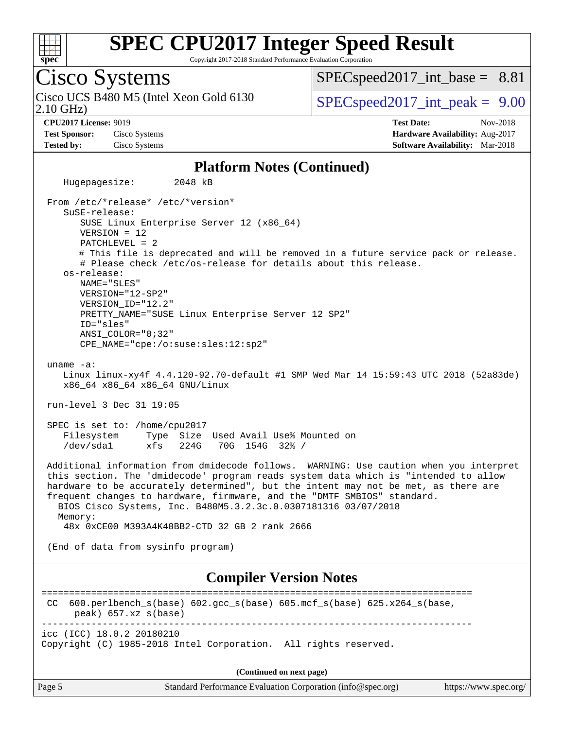## Platform Notes (Continued)

```
   Hugepagesize:        2048 kB

 From /etc/*release* /etc/*version*
    SuSE-release:
       SUSE Linux Enterprise Server 12 (x86_64)
       VERSION = 12
       PATCHLEVEL = 2
       # This file is deprecated and will be removed in a future service pack or release.
       # Please check /etc/os-release for details about this release.
    os-release:
       NAME="SLES"
       VERSION="12-SP2"
       VERSION_ID="12.2"
       PRETTY_NAME="SUSE Linux Enterprise Server 12 SP2"
       ID="sles"
       ANSI_COLOR="0;32"
       CPE_NAME="cpe:/o:suse:sles:12:sp2"

 uname -a:
    Linux linux-xy4f 4.4.120-92.70-default #1 SMP Wed Mar 14 15:59:43 UTC 2018 (52a83de)
    x86_64 x86_64 x86_64 GNU/Linux

 run-level 3 Dec 31 19:05

 SPEC is set to: /home/cpu2017
    Filesystem     Type  Size  Used Avail Use% Mounted on
    /dev/sda1      xfs   224G   70G  154G  32% /

 Additional information from dmidecode follows.  WARNING: Use caution when you interpret
 this section. The 'dmidecode' program reads system data which is "intended to allow
 hardware to be accurately determined", but the intent may not be met, as there are
 frequent changes to hardware, firmware, and the "DMTF SMBIOS" standard.
   BIOS Cisco Systems, Inc. B480M5.3.2.3c.0.0307181316 03/07/2018
   Memory:
    48x 0xCE00 M393A4K40BB2-CTD 32 GB 2 rank 2666

 (End of data from sysinfo program)
```

## Compiler Version Notes

```
==============================================================================
 CC  600.perlbench_s(base) 602.gcc_s(base) 605.mcf_s(base) 625.x264_s(base,
      peak) 657.xz_s(base)
------------------------------------------------------------------------------
icc (ICC) 18.0.2 20180210
Copyright (C) 1985-2018 Intel Corporation.  All rights reserved.
```

(Continued on next page)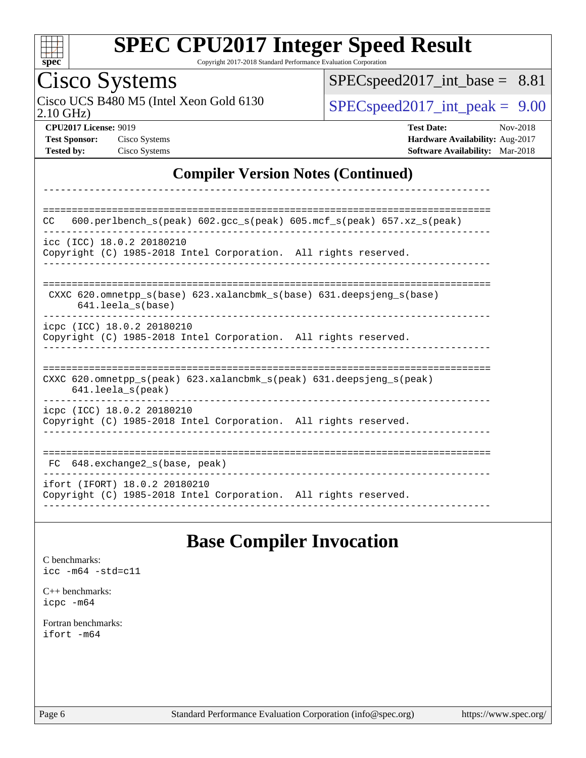# SPEC CPU2017 Integer Speed Result

Copyright 2017-2018 Standard Performance Evaluation Corporation

## Cisco Systems

Cisco UCS B480 M5 (Intel Xeon Gold 6130 2.10 GHz)

SPECspeed2017_int_base = 8.81

SPECspeed2017_int_peak = 9.00

**CPU2017 License:** 9019
**Test Sponsor:** Cisco Systems
**Tested by:** Cisco Systems

**Test Date:** Nov-2018
**Hardware Availability:** Aug-2017
**Software Availability:** Mar-2018

## Compiler Version Notes (Continued)

```
------------------------------------------------------------------------------

==============================================================================
CC   600.perlbench_s(peak) 602.gcc_s(peak) 605.mcf_s(peak) 657.xz_s(peak)
------------------------------------------------------------------------------
icc (ICC) 18.0.2 20180210
Copyright (C) 1985-2018 Intel Corporation.  All rights reserved.
------------------------------------------------------------------------------

==============================================================================
 CXXC 620.omnetpp_s(base) 623.xalancbmk_s(base) 631.deepsjeng_s(base)
      641.leela_s(base)
------------------------------------------------------------------------------
icpc (ICC) 18.0.2 20180210
Copyright (C) 1985-2018 Intel Corporation.  All rights reserved.
------------------------------------------------------------------------------

==============================================================================
CXXC 620.omnetpp_s(peak) 623.xalancbmk_s(peak) 631.deepsjeng_s(peak)
     641.leela_s(peak)
------------------------------------------------------------------------------
icpc (ICC) 18.0.2 20180210
Copyright (C) 1985-2018 Intel Corporation.  All rights reserved.
------------------------------------------------------------------------------

==============================================================================
 FC  648.exchange2_s(base, peak)
------------------------------------------------------------------------------
ifort (IFORT) 18.0.2 20180210
Copyright (C) 1985-2018 Intel Corporation.  All rights reserved.
------------------------------------------------------------------------------
```

## Base Compiler Invocation

C benchmarks:
icc -m64 -std=c11

C++ benchmarks:
icpc -m64

Fortran benchmarks:
ifort -m64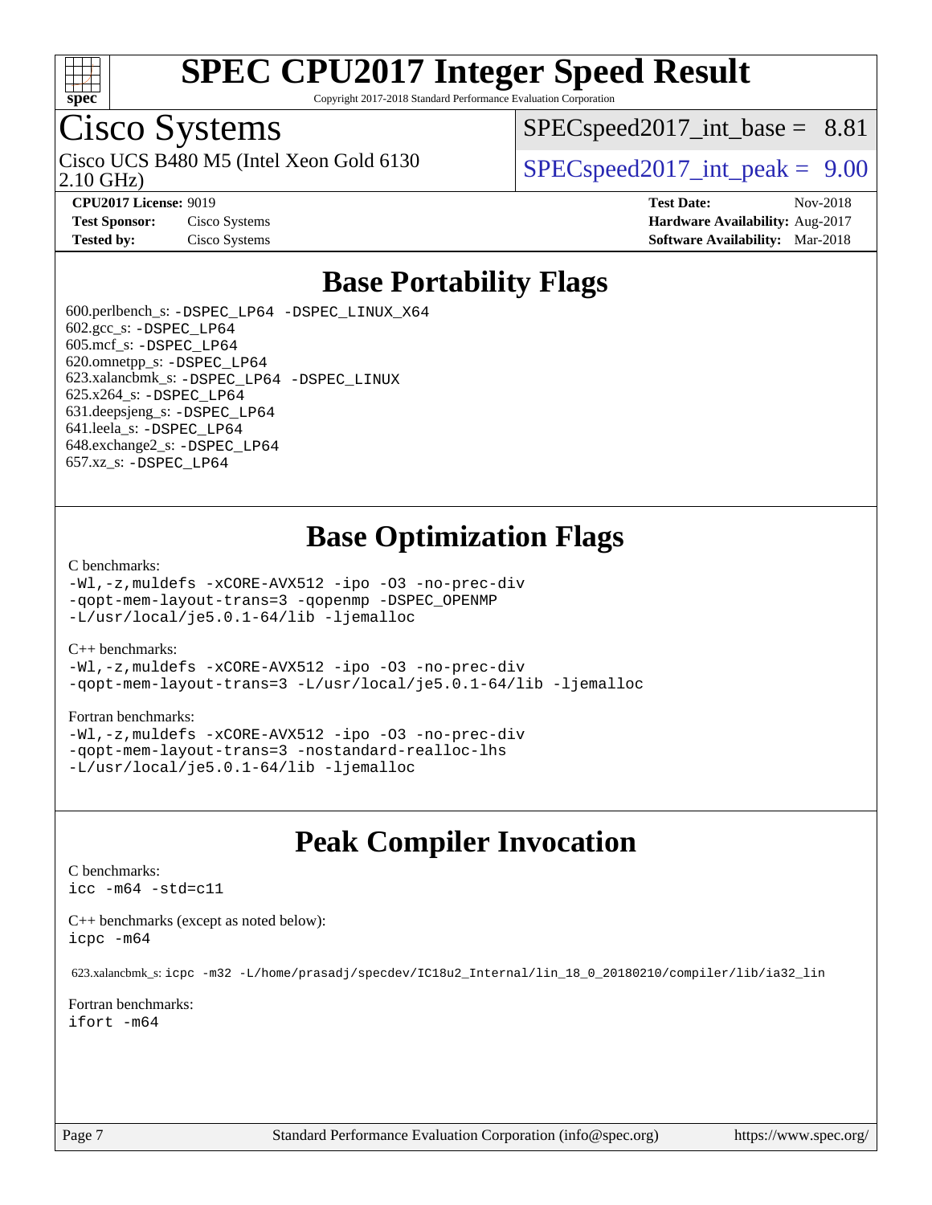# SPEC CPU2017 Integer Speed Result

Copyright 2017-2018 Standard Performance Evaluation Corporation

## Cisco Systems

Cisco UCS B480 M5 (Intel Xeon Gold 6130 2.10 GHz)

SPECspeed2017_int_base = 8.81

SPECspeed2017_int_peak = 9.00

| | | | |
|---|---|---|---|
| **CPU2017 License:** | 9019 | **Test Date:** | Nov-2018 |
| **Test Sponsor:** | Cisco Systems | **Hardware Availability:** | Aug-2017 |
| **Tested by:** | Cisco Systems | **Software Availability:** | Mar-2018 |

## Base Portability Flags

600.perlbench_s: -DSPEC_LP64 -DSPEC_LINUX_X64
602.gcc_s: -DSPEC_LP64
605.mcf_s: -DSPEC_LP64
620.omnetpp_s: -DSPEC_LP64
623.xalancbmk_s: -DSPEC_LP64 -DSPEC_LINUX
625.x264_s: -DSPEC_LP64
631.deepsjeng_s: -DSPEC_LP64
641.leela_s: -DSPEC_LP64
648.exchange2_s: -DSPEC_LP64
657.xz_s: -DSPEC_LP64

## Base Optimization Flags

C benchmarks:
```
-Wl,-z,muldefs -xCORE-AVX512 -ipo -O3 -no-prec-div
-qopt-mem-layout-trans=3 -qopenmp -DSPEC_OPENMP
-L/usr/local/je5.0.1-64/lib -ljemalloc
```

C++ benchmarks:
```
-Wl,-z,muldefs -xCORE-AVX512 -ipo -O3 -no-prec-div
-qopt-mem-layout-trans=3 -L/usr/local/je5.0.1-64/lib -ljemalloc
```

Fortran benchmarks:
```
-Wl,-z,muldefs -xCORE-AVX512 -ipo -O3 -no-prec-div
-qopt-mem-layout-trans=3 -nostandard-realloc-lhs
-L/usr/local/je5.0.1-64/lib -ljemalloc
```

## Peak Compiler Invocation

C benchmarks:
```
icc -m64 -std=c11
```

C++ benchmarks (except as noted below):
```
icpc -m64
```

623.xalancbmk_s: `icpc -m32 -L/home/prasadj/specdev/IC18u2_Internal/lin_18_0_20180210/compiler/lib/ia32_lin`

Fortran benchmarks:
```
ifort -m64
```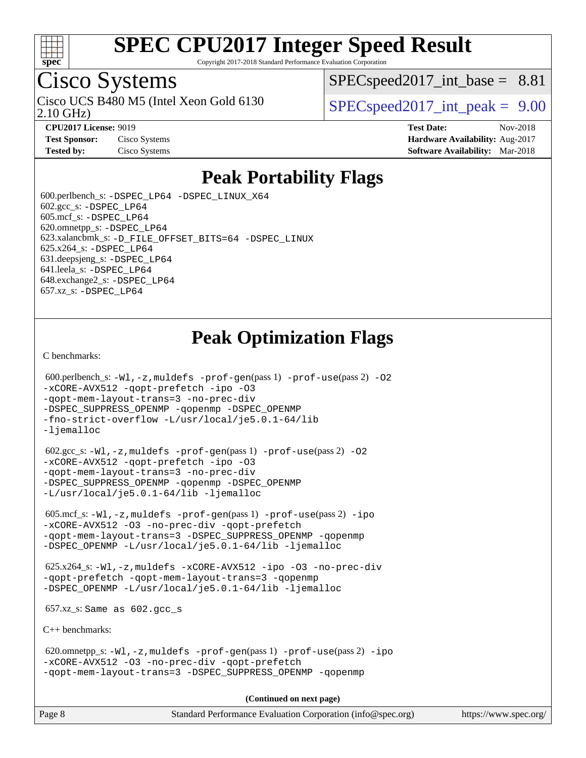# SPEC CPU2017 Integer Speed Result

Copyright 2017-2018 Standard Performance Evaluation Corporation

## Cisco Systems

Cisco UCS B480 M5 (Intel Xeon Gold 6130 2.10 GHz)

SPECspeed2017_int_base = 8.81

SPECspeed2017_int_peak = 9.00

**CPU2017 License:** 9019
**Test Sponsor:** Cisco Systems
**Tested by:** Cisco Systems

**Test Date:** Nov-2018
**Hardware Availability:** Aug-2017
**Software Availability:** Mar-2018

## Peak Portability Flags

600.perlbench_s: -DSPEC_LP64 -DSPEC_LINUX_X64
602.gcc_s: -DSPEC_LP64
605.mcf_s: -DSPEC_LP64
620.omnetpp_s: -DSPEC_LP64
623.xalancbmk_s: -D_FILE_OFFSET_BITS=64 -DSPEC_LINUX
625.x264_s: -DSPEC_LP64
631.deepsjeng_s: -DSPEC_LP64
641.leela_s: -DSPEC_LP64
648.exchange2_s: -DSPEC_LP64
657.xz_s: -DSPEC_LP64

## Peak Optimization Flags

C benchmarks:

600.perlbench_s: -Wl,-z,muldefs -prof-gen(pass 1) -prof-use(pass 2) -O2 -xCORE-AVX512 -qopt-prefetch -ipo -O3 -qopt-mem-layout-trans=3 -no-prec-div -DSPEC_SUPPRESS_OPENMP -qopenmp -DSPEC_OPENMP -fno-strict-overflow -L/usr/local/je5.0.1-64/lib -ljemalloc

602.gcc_s: -Wl,-z,muldefs -prof-gen(pass 1) -prof-use(pass 2) -O2 -xCORE-AVX512 -qopt-prefetch -ipo -O3 -qopt-mem-layout-trans=3 -no-prec-div -DSPEC_SUPPRESS_OPENMP -qopenmp -DSPEC_OPENMP -L/usr/local/je5.0.1-64/lib -ljemalloc

605.mcf_s: -Wl,-z,muldefs -prof-gen(pass 1) -prof-use(pass 2) -ipo -xCORE-AVX512 -O3 -no-prec-div -qopt-prefetch -qopt-mem-layout-trans=3 -DSPEC_SUPPRESS_OPENMP -qopenmp -DSPEC_OPENMP -L/usr/local/je5.0.1-64/lib -ljemalloc

625.x264_s: -Wl,-z,muldefs -xCORE-AVX512 -ipo -O3 -no-prec-div -qopt-prefetch -qopt-mem-layout-trans=3 -qopenmp -DSPEC_OPENMP -L/usr/local/je5.0.1-64/lib -ljemalloc

657.xz_s: Same as 602.gcc_s

C++ benchmarks:

620.omnetpp_s: -Wl,-z,muldefs -prof-gen(pass 1) -prof-use(pass 2) -ipo -xCORE-AVX512 -O3 -no-prec-div -qopt-prefetch -qopt-mem-layout-trans=3 -DSPEC_SUPPRESS_OPENMP -qopenmp

**(Continued on next page)**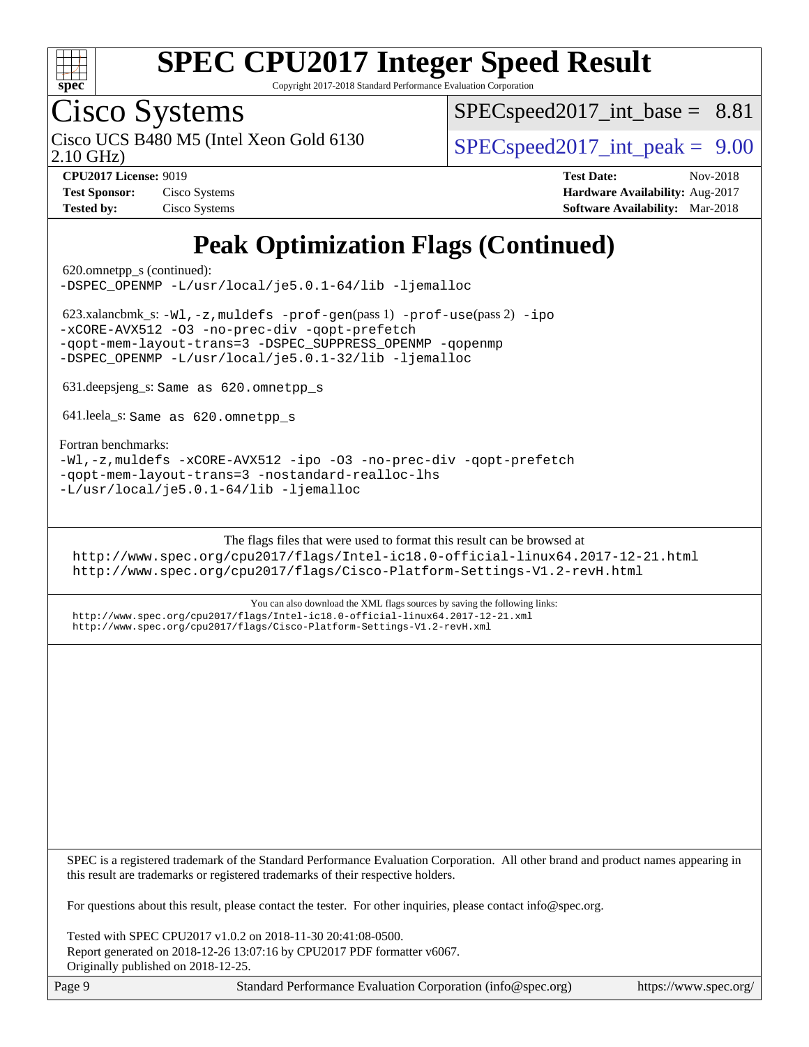# SPEC CPU2017 Integer Speed Result

Copyright 2017-2018 Standard Performance Evaluation Corporation

**Cisco Systems**

Cisco UCS B480 M5 (Intel Xeon Gold 6130 2.10 GHz)

SPECspeed2017_int_base = 8.81

SPECspeed2017_int_peak = 9.00

**CPU2017 License:** 9019
**Test Sponsor:** Cisco Systems
**Tested by:** Cisco Systems

**Test Date:** Nov-2018
**Hardware Availability:** Aug-2017
**Software Availability:** Mar-2018

## Peak Optimization Flags (Continued)

620.omnetpp_s (continued):
-DSPEC_OPENMP -L/usr/local/je5.0.1-64/lib -ljemalloc

623.xalancbmk_s: -Wl,-z,muldefs -prof-gen(pass 1) -prof-use(pass 2) -ipo -xCORE-AVX512 -O3 -no-prec-div -qopt-prefetch -qopt-mem-layout-trans=3 -DSPEC_SUPPRESS_OPENMP -qopenmp -DSPEC_OPENMP -L/usr/local/je5.0.1-32/lib -ljemalloc

631.deepsjeng_s: Same as 620.omnetpp_s

641.leela_s: Same as 620.omnetpp_s

Fortran benchmarks:
-Wl,-z,muldefs -xCORE-AVX512 -ipo -O3 -no-prec-div -qopt-prefetch -qopt-mem-layout-trans=3 -nostandard-realloc-lhs -L/usr/local/je5.0.1-64/lib -ljemalloc

The flags files that were used to format this result can be browsed at
http://www.spec.org/cpu2017/flags/Intel-ic18.0-official-linux64.2017-12-21.html
http://www.spec.org/cpu2017/flags/Cisco-Platform-Settings-V1.2-revH.html

You can also download the XML flags sources by saving the following links:
http://www.spec.org/cpu2017/flags/Intel-ic18.0-official-linux64.2017-12-21.xml
http://www.spec.org/cpu2017/flags/Cisco-Platform-Settings-V1.2-revH.xml

SPEC is a registered trademark of the Standard Performance Evaluation Corporation. All other brand and product names appearing in this result are trademarks or registered trademarks of their respective holders.

For questions about this result, please contact the tester. For other inquiries, please contact info@spec.org.

Tested with SPEC CPU2017 v1.0.2 on 2018-11-30 20:41:08-0500.
Report generated on 2018-12-26 13:07:16 by CPU2017 PDF formatter v6067.
Originally published on 2018-12-25.